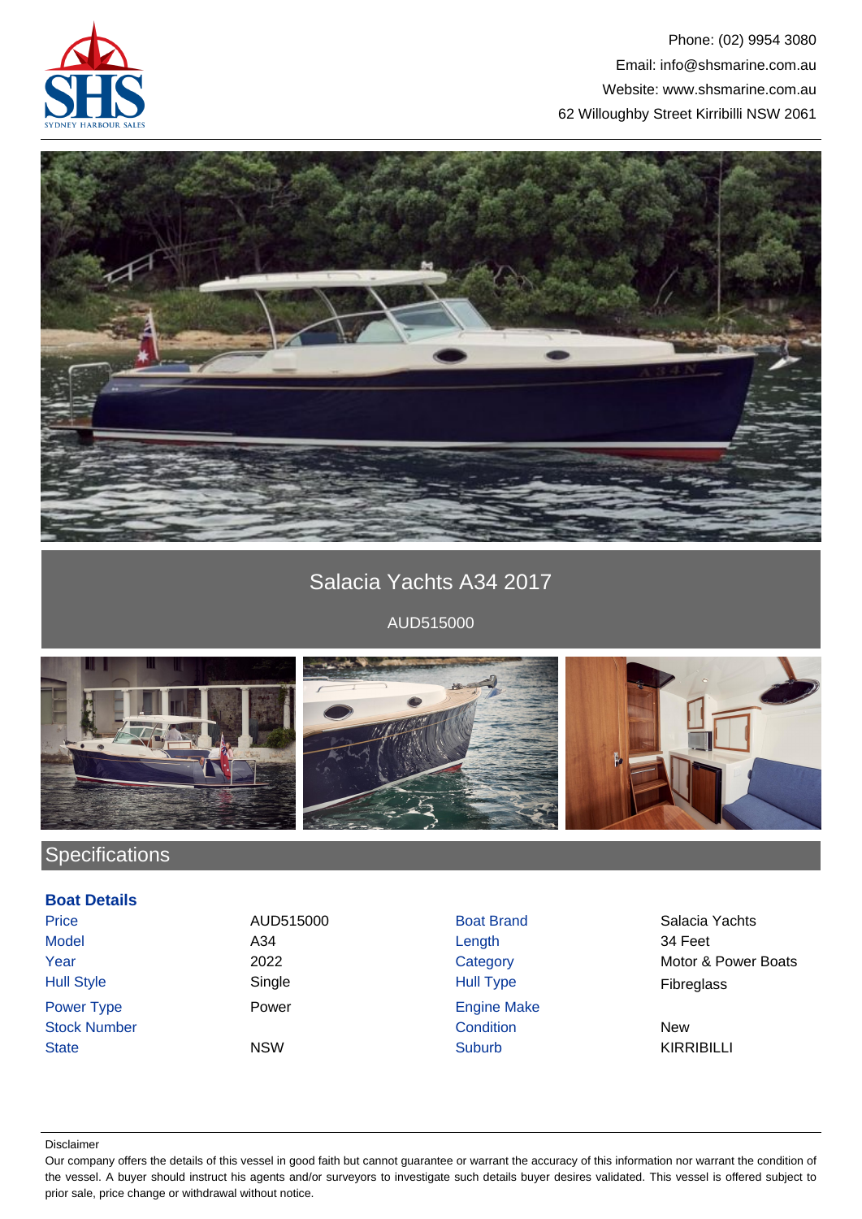Phone: (02) 9954 3080
Email: info@shsmarine.com.au
Website: www.shsmarine.com.au
62 Willoughby Street Kirribilli NSW 2061

# Salacia Yachts A34 2017

AUD515000

## Specifications

### Boat Details

| | | | |
|---|---|---|---|
| Price | AUD515000 | Boat Brand | Salacia Yachts |
| Model | A34 | Length | 34 Feet |
| Year | 2022 | Category | Motor & Power Boats |
| Hull Style | Single | Hull Type | Fibreglass |
| Power Type | Power | Engine Make | |
| Stock Number | | Condition | New |
| State | NSW | Suburb | KIRRIBILLI |

Disclaimer

Our company offers the details of this vessel in good faith but cannot guarantee or warrant the accuracy of this information nor warrant the condition of the vessel. A buyer should instruct his agents and/or surveyors to investigate such details buyer desires validated. This vessel is offered subject to prior sale, price change or withdrawal without notice.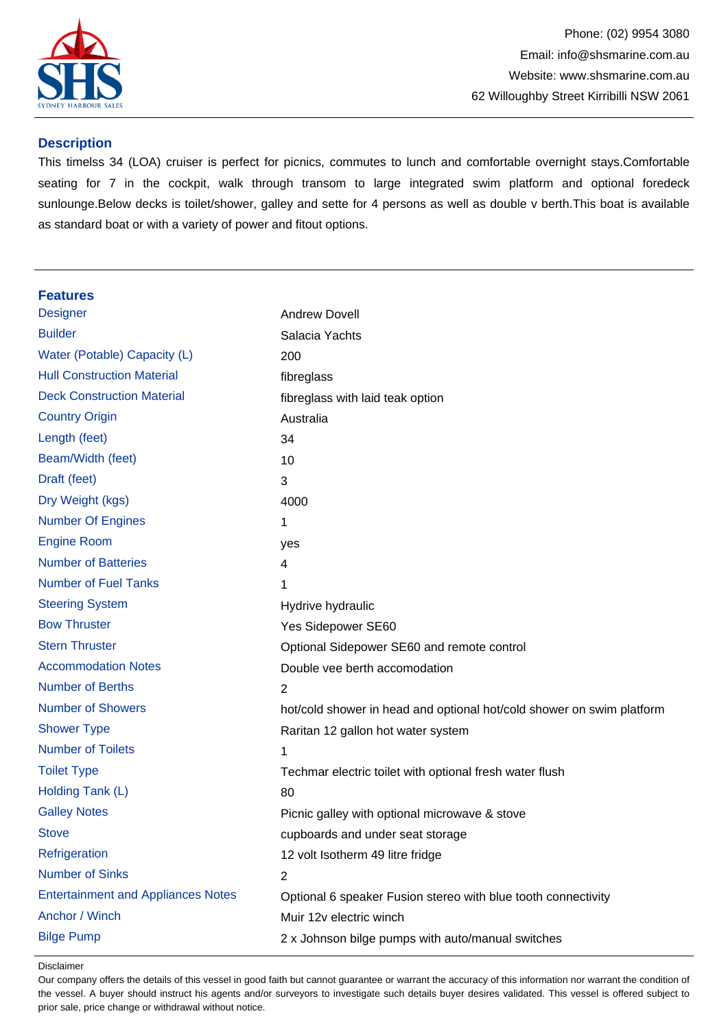Phone: (02) 9954 3080
Email: info@shsmarine.com.au
Website: www.shsmarine.com.au
62 Willoughby Street Kirribilli NSW 2061

## Description

This timelss 34 (LOA) cruiser is perfect for picnics, commutes to lunch and comfortable overnight stays.Comfortable seating for 7 in the cockpit, walk through transom to large integrated swim platform and optional foredeck sunlounge.Below decks is toilet/shower, galley and sette for 4 persons as well as double v berth.This boat is available as standard boat or with a variety of power and fitout options.

## Features

| | |
|---|---|
| Designer | Andrew Dovell |
| Builder | Salacia Yachts |
| Water (Potable) Capacity (L) | 200 |
| Hull Construction Material | fibreglass |
| Deck Construction Material | fibreglass with laid teak option |
| Country Origin | Australia |
| Length (feet) | 34 |
| Beam/Width (feet) | 10 |
| Draft (feet) | 3 |
| Dry Weight (kgs) | 4000 |
| Number Of Engines | 1 |
| Engine Room | yes |
| Number of Batteries | 4 |
| Number of Fuel Tanks | 1 |
| Steering System | Hydrive hydraulic |
| Bow Thruster | Yes Sidepower SE60 |
| Stern Thruster | Optional Sidepower SE60 and remote control |
| Accommodation Notes | Double vee berth accomodation |
| Number of Berths | 2 |
| Number of Showers | hot/cold shower in head and optional hot/cold shower on swim platform |
| Shower Type | Raritan 12 gallon hot water system |
| Number of Toilets | 1 |
| Toilet Type | Techmar electric toilet with optional fresh water flush |
| Holding Tank (L) | 80 |
| Galley Notes | Picnic galley with optional microwave & stove |
| Stove | cupboards and under seat storage |
| Refrigeration | 12 volt Isotherm 49 litre fridge |
| Number of Sinks | 2 |
| Entertainment and Appliances Notes | Optional 6 speaker Fusion stereo with blue tooth connectivity |
| Anchor / Winch | Muir 12v electric winch |
| Bilge Pump | 2 x Johnson bilge pumps with auto/manual switches |

Disclaimer

Our company offers the details of this vessel in good faith but cannot guarantee or warrant the accuracy of this information nor warrant the condition of the vessel. A buyer should instruct his agents and/or surveyors to investigate such details buyer desires validated. This vessel is offered subject to prior sale, price change or withdrawal without notice.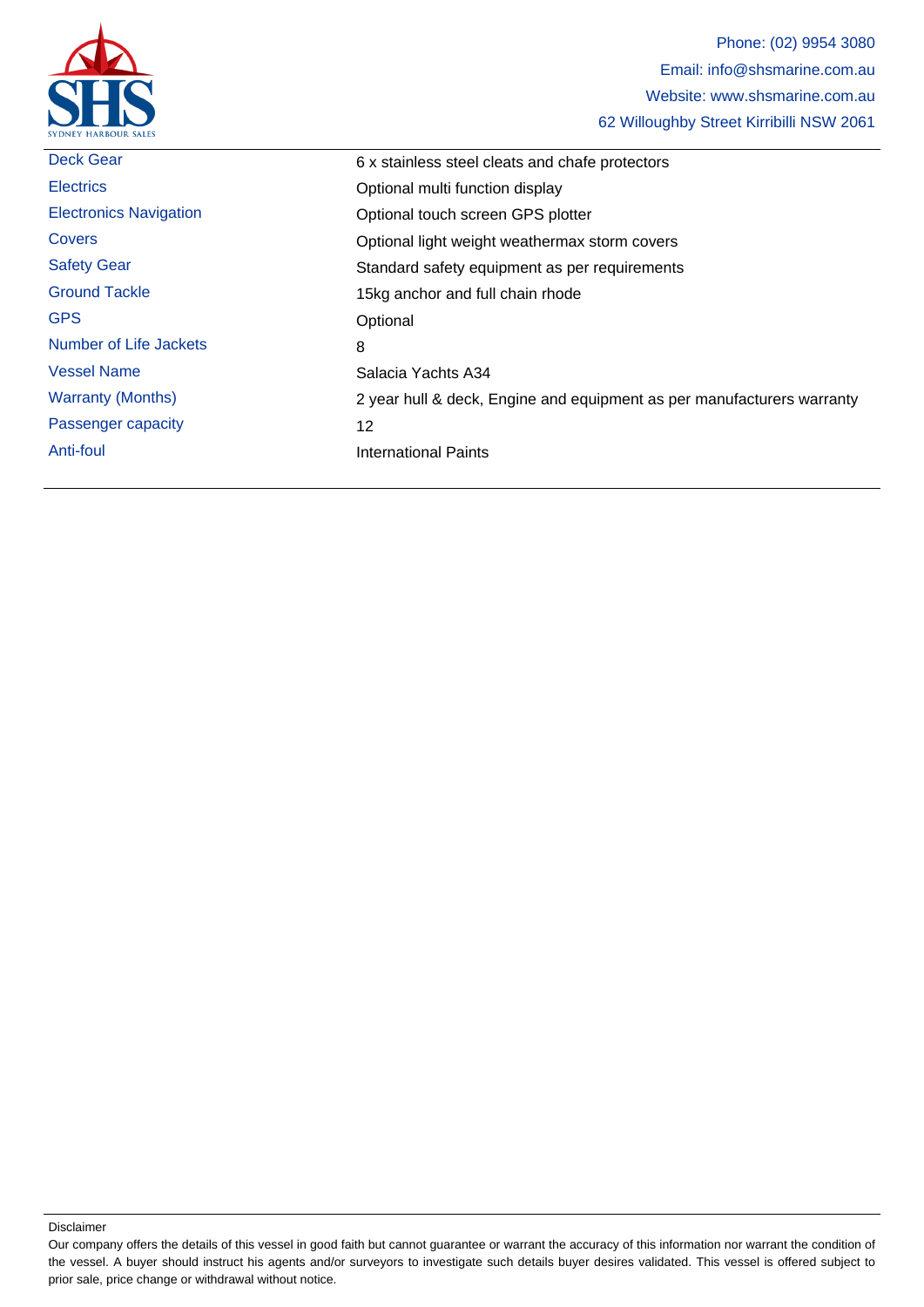Phone: (02) 9954 3080
Email: info@shsmarine.com.au
Website: www.shsmarine.com.au
62 Willoughby Street Kirribilli NSW 2061

| | |
|---|---|
| Deck Gear | 6 x stainless steel cleats and chafe protectors |
| Electrics | Optional multi function display |
| Electronics Navigation | Optional touch screen GPS plotter |
| Covers | Optional light weight weathermax storm covers |
| Safety Gear | Standard safety equipment as per requirements |
| Ground Tackle | 15kg anchor and full chain rhode |
| GPS | Optional |
| Number of Life Jackets | 8 |
| Vessel Name | Salacia Yachts A34 |
| Warranty (Months) | 2 year hull & deck, Engine and equipment as per manufacturers warranty |
| Passenger capacity | 12 |
| Anti-foul | International Paints |

Disclaimer

Our company offers the details of this vessel in good faith but cannot guarantee or warrant the accuracy of this information nor warrant the condition of the vessel. A buyer should instruct his agents and/or surveyors to investigate such details buyer desires validated. This vessel is offered subject to prior sale, price change or withdrawal without notice.